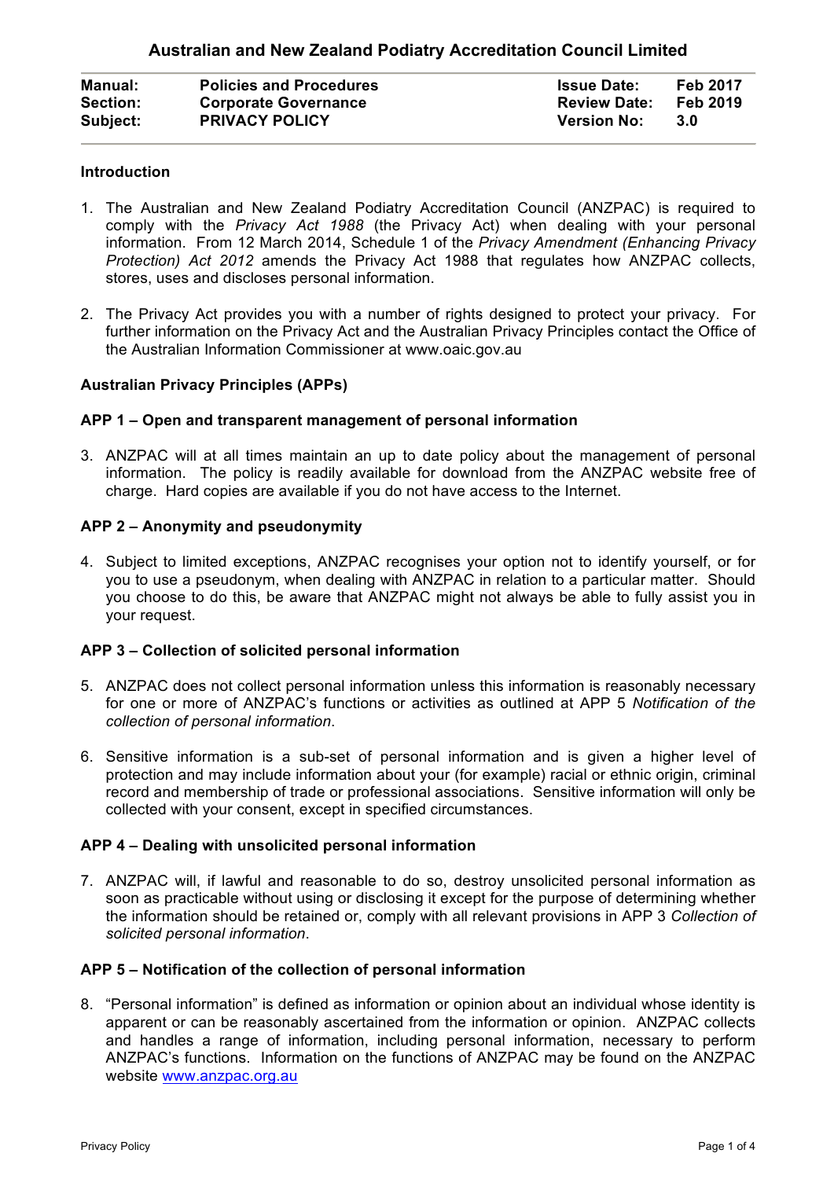# Australian and New Zealand Podiatry Accreditation Council Limited

| | | | |
|---|---|---|---|
| **Manual:** | **Policies and Procedures** | **Issue Date:** | **Feb 2017** |
| **Section:** | **Corporate Governance** | **Review Date:** | **Feb 2019** |
| **Subject:** | **PRIVACY POLICY** | **Version No:** | **3.0** |

**Introduction**

1. The Australian and New Zealand Podiatry Accreditation Council (ANZPAC) is required to comply with the *Privacy Act 1988* (the Privacy Act) when dealing with your personal information. From 12 March 2014, Schedule 1 of the *Privacy Amendment (Enhancing Privacy Protection) Act 2012* amends the Privacy Act 1988 that regulates how ANZPAC collects, stores, uses and discloses personal information.

2. The Privacy Act provides you with a number of rights designed to protect your privacy. For further information on the Privacy Act and the Australian Privacy Principles contact the Office of the Australian Information Commissioner at www.oaic.gov.au

**Australian Privacy Principles (APPs)**

**APP 1 – Open and transparent management of personal information**

3. ANZPAC will at all times maintain an up to date policy about the management of personal information. The policy is readily available for download from the ANZPAC website free of charge. Hard copies are available if you do not have access to the Internet.

**APP 2 – Anonymity and pseudonymity**

4. Subject to limited exceptions, ANZPAC recognises your option not to identify yourself, or for you to use a pseudonym, when dealing with ANZPAC in relation to a particular matter. Should you choose to do this, be aware that ANZPAC might not always be able to fully assist you in your request.

**APP 3 – Collection of solicited personal information**

5. ANZPAC does not collect personal information unless this information is reasonably necessary for one or more of ANZPAC's functions or activities as outlined at APP 5 *Notification of the collection of personal information*.

6. Sensitive information is a sub-set of personal information and is given a higher level of protection and may include information about your (for example) racial or ethnic origin, criminal record and membership of trade or professional associations. Sensitive information will only be collected with your consent, except in specified circumstances.

**APP 4 – Dealing with unsolicited personal information**

7. ANZPAC will, if lawful and reasonable to do so, destroy unsolicited personal information as soon as practicable without using or disclosing it except for the purpose of determining whether the information should be retained or, comply with all relevant provisions in APP 3 *Collection of solicited personal information*.

**APP 5 – Notification of the collection of personal information**

8. "Personal information" is defined as information or opinion about an individual whose identity is apparent or can be reasonably ascertained from the information or opinion. ANZPAC collects and handles a range of information, including personal information, necessary to perform ANZPAC's functions. Information on the functions of ANZPAC may be found on the ANZPAC website [www.anzpac.org.au](www.anzpac.org.au)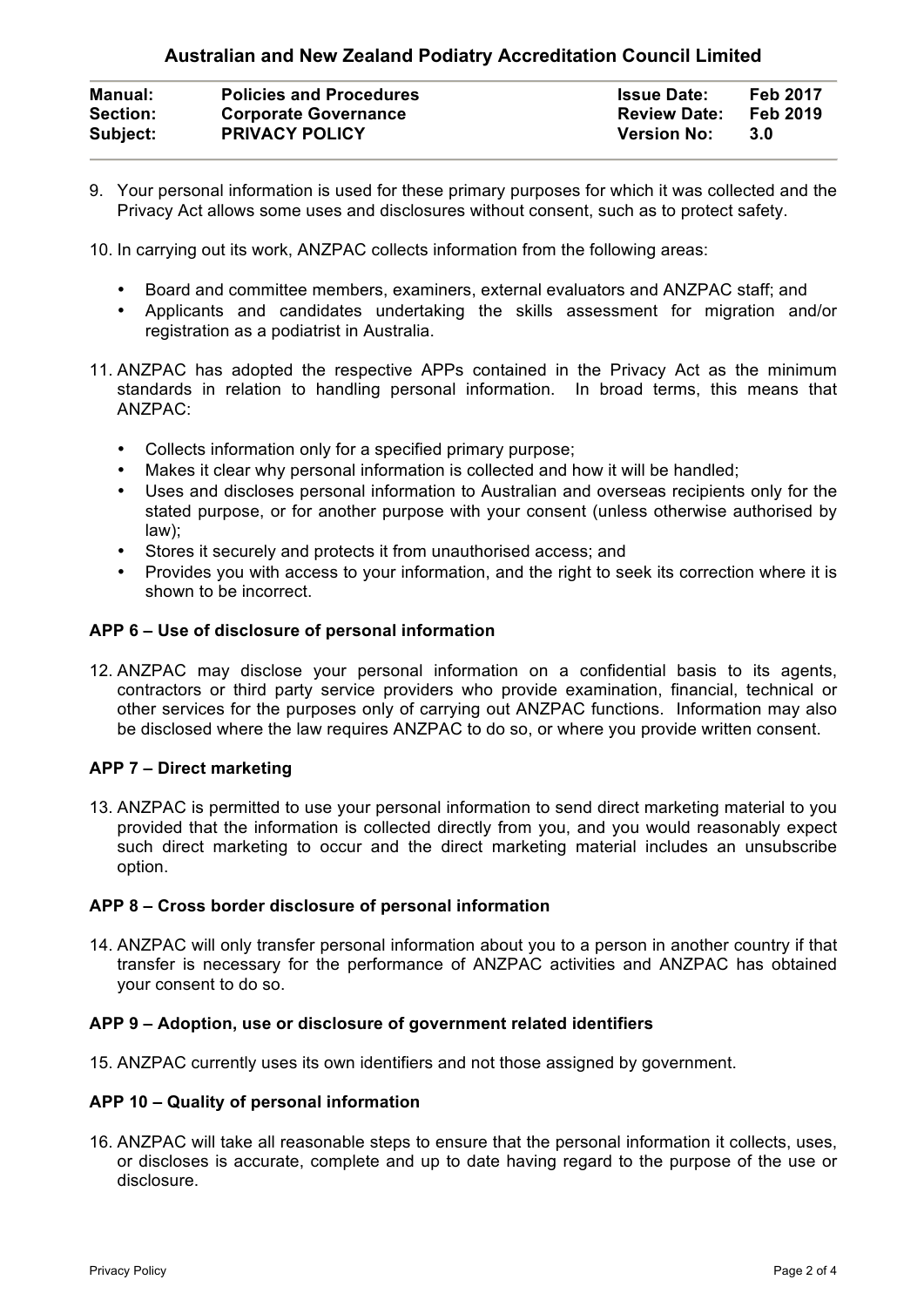9. Your personal information is used for these primary purposes for which it was collected and the Privacy Act allows some uses and disclosures without consent, such as to protect safety.

10. In carrying out its work, ANZPAC collects information from the following areas:

    - Board and committee members, examiners, external evaluators and ANZPAC staff; and
    - Applicants and candidates undertaking the skills assessment for migration and/or registration as a podiatrist in Australia.

11. ANZPAC has adopted the respective APPs contained in the Privacy Act as the minimum standards in relation to handling personal information. In broad terms, this means that ANZPAC:

    - Collects information only for a specified primary purpose;
    - Makes it clear why personal information is collected and how it will be handled;
    - Uses and discloses personal information to Australian and overseas recipients only for the stated purpose, or for another purpose with your consent (unless otherwise authorised by law);
    - Stores it securely and protects it from unauthorised access; and
    - Provides you with access to your information, and the right to seek its correction where it is shown to be incorrect.

**APP 6 – Use of disclosure of personal information**

12. ANZPAC may disclose your personal information on a confidential basis to its agents, contractors or third party service providers who provide examination, financial, technical or other services for the purposes only of carrying out ANZPAC functions. Information may also be disclosed where the law requires ANZPAC to do so, or where you provide written consent.

**APP 7 – Direct marketing**

13. ANZPAC is permitted to use your personal information to send direct marketing material to you provided that the information is collected directly from you, and you would reasonably expect such direct marketing to occur and the direct marketing material includes an unsubscribe option.

**APP 8 – Cross border disclosure of personal information**

14. ANZPAC will only transfer personal information about you to a person in another country if that transfer is necessary for the performance of ANZPAC activities and ANZPAC has obtained your consent to do so.

**APP 9 – Adoption, use or disclosure of government related identifiers**

15. ANZPAC currently uses its own identifiers and not those assigned by government.

**APP 10 – Quality of personal information**

16. ANZPAC will take all reasonable steps to ensure that the personal information it collects, uses, or discloses is accurate, complete and up to date having regard to the purpose of the use or disclosure.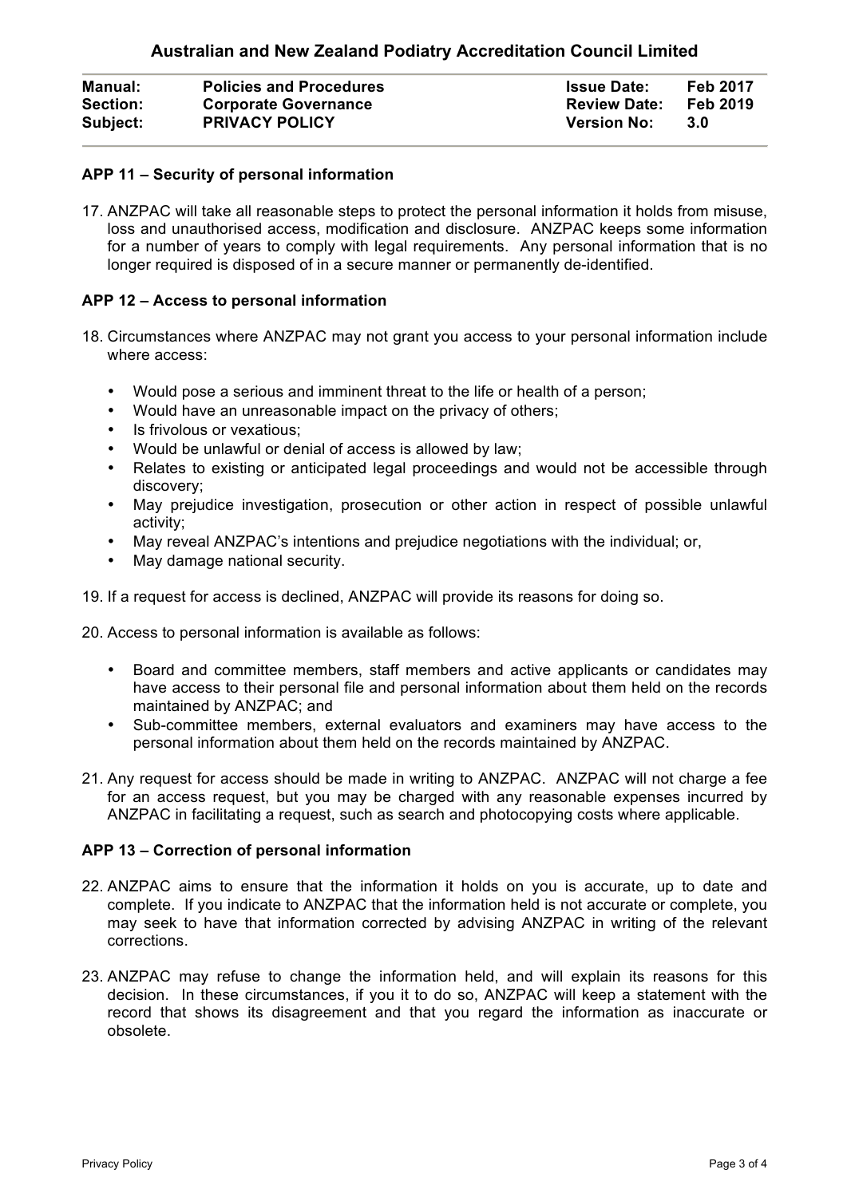### APP 11 – Security of personal information

17. ANZPAC will take all reasonable steps to protect the personal information it holds from misuse, loss and unauthorised access, modification and disclosure. ANZPAC keeps some information for a number of years to comply with legal requirements. Any personal information that is no longer required is disposed of in a secure manner or permanently de-identified.

### APP 12 – Access to personal information

18. Circumstances where ANZPAC may not grant you access to your personal information include where access:

    - Would pose a serious and imminent threat to the life or health of a person;
    - Would have an unreasonable impact on the privacy of others;
    - Is frivolous or vexatious;
    - Would be unlawful or denial of access is allowed by law;
    - Relates to existing or anticipated legal proceedings and would not be accessible through discovery;
    - May prejudice investigation, prosecution or other action in respect of possible unlawful activity;
    - May reveal ANZPAC's intentions and prejudice negotiations with the individual; or,
    - May damage national security.

19. If a request for access is declined, ANZPAC will provide its reasons for doing so.

20. Access to personal information is available as follows:

    - Board and committee members, staff members and active applicants or candidates may have access to their personal file and personal information about them held on the records maintained by ANZPAC; and
    - Sub-committee members, external evaluators and examiners may have access to the personal information about them held on the records maintained by ANZPAC.

21. Any request for access should be made in writing to ANZPAC. ANZPAC will not charge a fee for an access request, but you may be charged with any reasonable expenses incurred by ANZPAC in facilitating a request, such as search and photocopying costs where applicable.

### APP 13 – Correction of personal information

22. ANZPAC aims to ensure that the information it holds on you is accurate, up to date and complete. If you indicate to ANZPAC that the information held is not accurate or complete, you may seek to have that information corrected by advising ANZPAC in writing of the relevant corrections.

23. ANZPAC may refuse to change the information held, and will explain its reasons for this decision. In these circumstances, if you it to do so, ANZPAC will keep a statement with the record that shows its disagreement and that you regard the information as inaccurate or obsolete.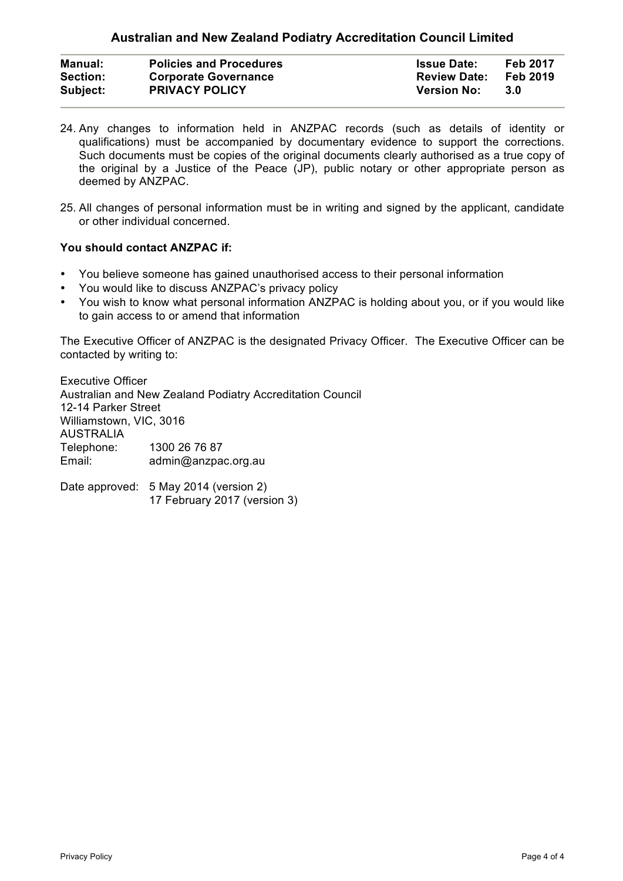24. Any changes to information held in ANZPAC records (such as details of identity or qualifications) must be accompanied by documentary evidence to support the corrections. Such documents must be copies of the original documents clearly authorised as a true copy of the original by a Justice of the Peace (JP), public notary or other appropriate person as deemed by ANZPAC.

25. All changes of personal information must be in writing and signed by the applicant, candidate or other individual concerned.

**You should contact ANZPAC if:**

- You believe someone has gained unauthorised access to their personal information
- You would like to discuss ANZPAC's privacy policy
- You wish to know what personal information ANZPAC is holding about you, or if you would like to gain access to or amend that information

The Executive Officer of ANZPAC is the designated Privacy Officer. The Executive Officer can be contacted by writing to:

Executive Officer
Australian and New Zealand Podiatry Accreditation Council
12-14 Parker Street
Williamstown, VIC, 3016
AUSTRALIA
Telephone: 1300 26 76 87
Email: admin@anzpac.org.au

Date approved: 5 May 2014 (version 2)
17 February 2017 (version 3)